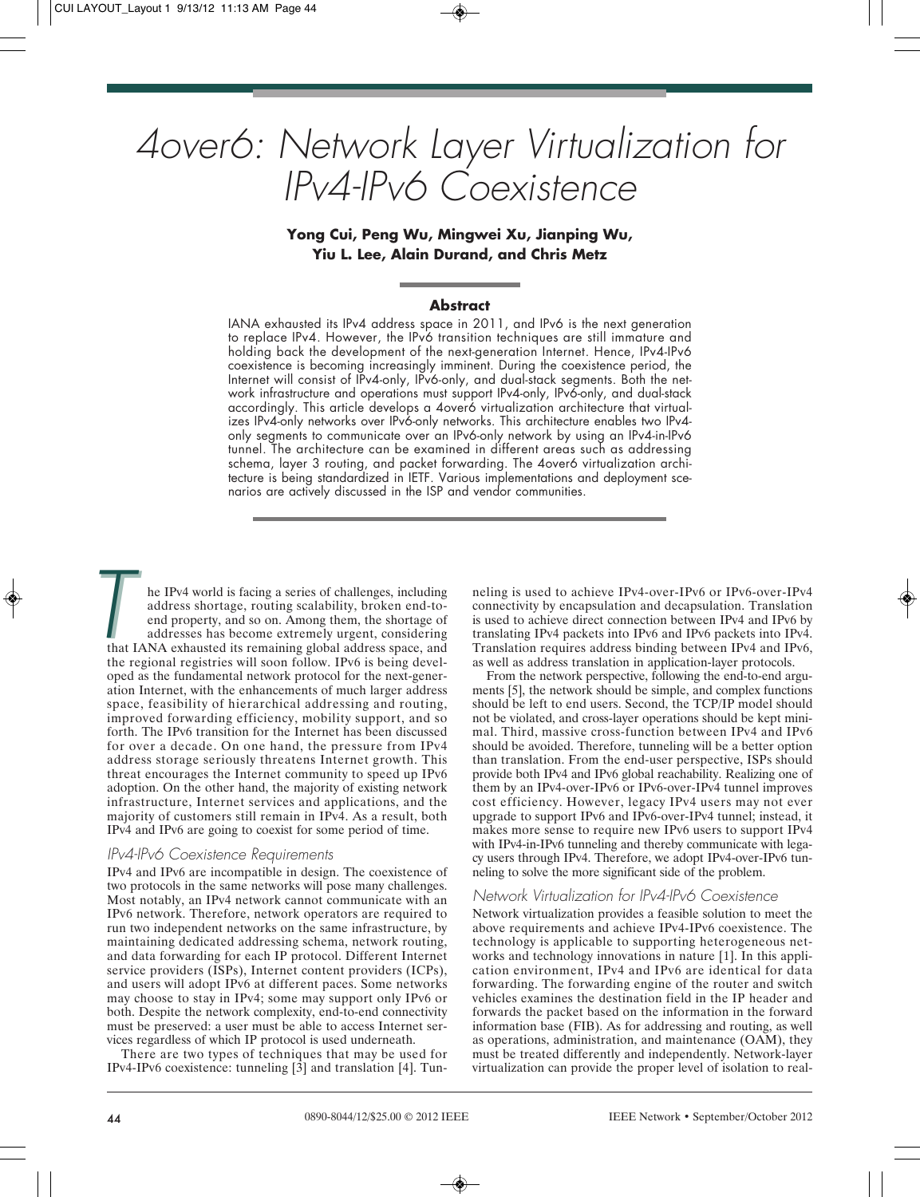# 4over6: Network Layer Virtualization for IPv4-IPv6 Coexistence

**Yong Cui, Peng Wu, Mingwei Xu, Jianping Wu, Yiu L. Lee, Alain Durand, and Chris Metz**

## Abstract

IANA exhausted its IPv4 address space in 2011, and IPv6 is the next generation to replace IPv4. However, the IPv6 transition techniques are still immature and holding back the development of the next-generation Internet. Hence, IPv4-IPv6 coexistence is becoming increasingly imminent. During the coexistence period, the Internet will consist of IPv4-only, IPv6-only, and dual-stack segments. Both the network infrastructure and operations must support IPv4-only, IPv6-only, and dual-stack accordingly. This article develops a 4over6 virtualization architecture that virtualizes IPv4-only networks over IPv6-only networks. This architecture enables two IPv4-only segments to communicate over an IPv6-only network by using an IPv4-in-IPv6 tunnel. The architecture can be examined in different areas such as addressing schema, layer 3 routing, and packet forwarding. The 4over6 virtualization architecture is being standardized in IETF. Various implementations and deployment scenarios are actively discussed in the ISP and vendor communities.

The IPv4 world is facing a series of challenges, including address shortage, routing scalability, broken end-to-end property, and so on. Among them, the shortage of addresses has become extremely urgent, considering that IANA exhausted its remaining global address space, and the regional registries will soon follow. IPv6 is being developed as the fundamental network protocol for the next-generation Internet, with the enhancements of much larger address space, feasibility of hierarchical addressing and routing, improved forwarding efficiency, mobility support, and so forth. The IPv6 transition for the Internet has been discussed for over a decade. On one hand, the pressure from IPv4 address storage seriously threatens Internet growth. This threat encourages the Internet community to speed up IPv6 adoption. On the other hand, the majority of existing network infrastructure, Internet services and applications, and the majority of customers still remain in IPv4. As a result, both IPv4 and IPv6 are going to coexist for some period of time.

### IPv4-IPv6 Coexistence Requirements

IPv4 and IPv6 are incompatible in design. The coexistence of two protocols in the same networks will pose many challenges. Most notably, an IPv4 network cannot communicate with an IPv6 network. Therefore, network operators are required to run two independent networks on the same infrastructure, by maintaining dedicated addressing schema, network routing, and data forwarding for each IP protocol. Different Internet service providers (ISPs), Internet content providers (ICPs), and users will adopt IPv6 at different paces. Some networks may choose to stay in IPv4; some may support only IPv6 or both. Despite the network complexity, end-to-end connectivity must be preserved: a user must be able to access Internet services regardless of which IP protocol is used underneath.

There are two types of techniques that may be used for IPv4-IPv6 coexistence: tunneling [3] and translation [4]. Tunneling is used to achieve IPv4-over-IPv6 or IPv6-over-IPv4 connectivity by encapsulation and decapsulation. Translation is used to achieve direct connection between IPv4 and IPv6 by translating IPv4 packets into IPv6 and IPv6 packets into IPv4. Translation requires address binding between IPv4 and IPv6, as well as address translation in application-layer protocols.

From the network perspective, following the end-to-end arguments [5], the network should be simple, and complex functions should be left to end users. Second, the TCP/IP model should not be violated, and cross-layer operations should be kept minimal. Third, massive cross-function between IPv4 and IPv6 should be avoided. Therefore, tunneling will be a better option than translation. From the end-user perspective, ISPs should provide both IPv4 and IPv6 global reachability. Realizing one of them by an IPv4-over-IPv6 or IPv6-over-IPv4 tunnel improves cost efficiency. However, legacy IPv4 users may not ever upgrade to support IPv6 and IPv6-over-IPv4 tunnel; instead, it makes more sense to require new IPv6 users to support IPv4 with IPv4-in-IPv6 tunneling and thereby communicate with legacy users through IPv4. Therefore, we adopt IPv4-over-IPv6 tunneling to solve the more significant side of the problem.

### Network Virtualization for IPv4-IPv6 Coexistence

Network virtualization provides a feasible solution to meet the above requirements and achieve IPv4-IPv6 coexistence. The technology is applicable to supporting heterogeneous networks and technology innovations in nature [1]. In this application environment, IPv4 and IPv6 are identical for data forwarding. The forwarding engine of the router and switch vehicles examines the destination field in the IP header and forwards the packet based on the information in the forward information base (FIB). As for addressing and routing, as well as operations, administration, and maintenance (OAM), they must be treated differently and independently. Network-layer virtualization can provide the proper level of isolation to real-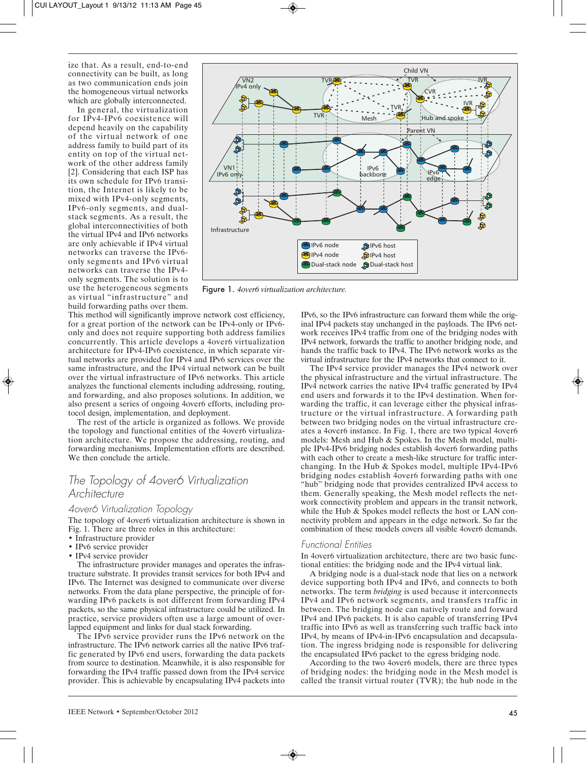ize that. As a result, end-to-end connectivity can be built, as long as two communication ends join the homogeneous virtual networks which are globally interconnected.

In general, the virtualization for IPv4-IPv6 coexistence will depend heavily on the capability of the virtual network of one address family to build part of its entity on top of the virtual network of the other address family [2]. Considering that each ISP has its own schedule for IPv6 transition, the Internet is likely to be mixed with IPv4-only segments, IPv6-only segments, and dual-stack segments. As a result, the global interconnectivities of both the virtual IPv4 and IPv6 networks are only achievable if IPv4 virtual networks can traverse the IPv6-only segments and IPv6 virtual networks can traverse the IPv4-only segments. The solution is to use the heterogeneous segments as virtual "infrastructure" and build forwarding paths over them. This method will significantly improve network cost efficiency, for a great portion of the network can be IPv4-only or IPv6-only and does not require supporting both address families concurrently. This article develops a 4over6 virtualization architecture for IPv4-IPv6 coexistence, in which separate virtual networks are provided for IPv4 and IPv6 services over the same infrastructure, and the IPv4 virtual network can be built over the virtual infrastructure of IPv6 networks. This article analyzes the functional elements including addressing, routing, and forwarding, and also proposes solutions. In addition, we also present a series of ongoing 4over6 efforts, including protocol design, implementation, and deployment.

The rest of the article is organized as follows. We provide the topology and functional entities of the 4over6 virtualization architecture. We propose the addressing, routing, and forwarding mechanisms. Implementation efforts are described. We then conclude the article.

Child VN
VN2
IPv4 only
TVR
TVR
IVR
CVR
IVR
TVR
TVR
Mesh
Hub and spoke
Parent VN
VN1
IPv6 only
IPv6
backbone
IPv6
edge
Infrastructure
IPv6 node
IPv4 node
Dual-stack node
IPv6 host
IPv4 host
Dual-stack host

Figure 1. *4over6 virtualization architecture.*

## The Topology of 4over6 Virtualization Architecture

### 4over6 Virtualization Topology

The topology of 4over6 virtualization architecture is shown in Fig. 1. There are three roles in this architecture:

- Infrastructure provider
- IPv6 service provider
- IPv4 service provider

The infrastructure provider manages and operates the infrastructure substrate. It provides transit services for both IPv4 and IPv6. The Internet was designed to communicate over diverse networks. From the data plane perspective, the principle of forwarding IPv6 packets is not different from forwarding IPv4 packets, so the same physical infrastructure could be utilized. In practice, service providers often use a large amount of overlapped equipment and links for dual stack forwarding.

The IPv6 service provider runs the IPv6 network on the infrastructure. The IPv6 network carries all the native IPv6 traffic generated by IPv6 end users, forwarding the data packets from source to destination. Meanwhile, it is also responsible for forwarding the IPv4 traffic passed down from the IPv4 service provider. This is achievable by encapsulating IPv4 packets into IPv6, so the IPv6 infrastructure can forward them while the original IPv4 packets stay unchanged in the payloads. The IPv6 network carries IPv4 traffic from one of the bridging nodes with IPv4 network, forwards the traffic to another bridging node, and hands the traffic back to IPv4. The IPv6 network works as the virtual infrastructure for the IPv4 networks that connect to it.

The IPv4 service provider manages the IPv4 network over the physical infrastructure and the virtual infrastructure. The IPv4 network carries the native IPv4 traffic generated by IPv4 end users and forwards it to the IPv4 destination. When forwarding the traffic, it can leverage either the physical infrastructure or the virtual infrastructure. A forwarding path between two bridging nodes on the virtual infrastructure creates a 4over6 instance. In Fig. 1, there are two typical 4over6 models: Mesh and Hub & Spokes. In the Mesh model, multiple IPv4-IPv6 bridging nodes establish 4over6 forwarding paths with each other to create a mesh-like structure for traffic interchanging. In the Hub & Spokes model, multiple IPv4-IPv6 bridging nodes establish 4over6 forwarding paths with one "hub" bridging node that provides centralized IPv4 access to them. Generally speaking, the Mesh model reflects the network connectivity problem and appears in the transit network, while the Hub & Spokes model reflects the host or LAN connectivity problem and appears in the edge network. So far the combination of these models covers all visible 4over6 demands.

### Functional Entities

In 4over6 virtualization architecture, there are two basic functional entities: the bridging node and the IPv4 virtual link.

A bridging node is a dual-stack node that lies on a network device supporting both IPv4 and IPv6, and connects to both networks. The term *bridging* is used because it interconnects IPv4 and IPv6 network segments, and transfers traffic in between. The bridging node can natively route and forward IPv4 and IPv6 packets. It is also capable of transferring IPv4 traffic into IPv6 as well as transferring such traffic back into IPv4, by means of IPv4-in-IPv6 encapsulation and decapsulation. The ingress bridging node is responsible for delivering the encapsulated IPv6 packet to the egress bridging node.

According to the two 4over6 models, there are three types of bridging nodes: the bridging node in the Mesh model is called the transit virtual router (TVR); the hub node in the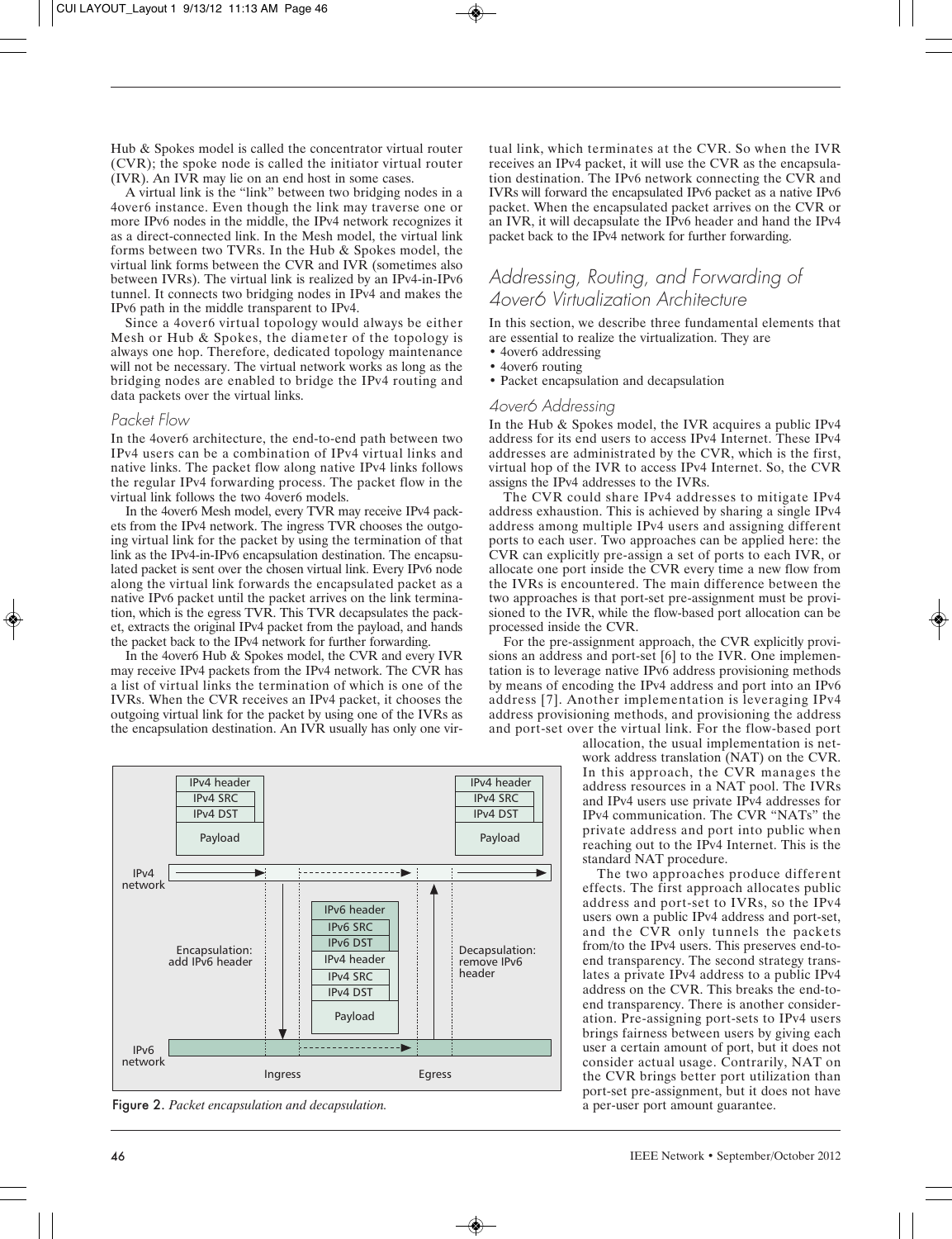Hub & Spokes model is called the concentrator virtual router (CVR); the spoke node is called the initiator virtual router (IVR). An IVR may lie on an end host in some cases.

A virtual link is the "link" between two bridging nodes in a 4over6 instance. Even though the link may traverse one or more IPv6 nodes in the middle, the IPv4 network recognizes it as a direct-connected link. In the Mesh model, the virtual link forms between two TVRs. In the Hub & Spokes model, the virtual link forms between the CVR and IVR (sometimes also between IVRs). The virtual link is realized by an IPv4-in-IPv6 tunnel. It connects two bridging nodes in IPv4 and makes the IPv6 path in the middle transparent to IPv4.

Since a 4over6 virtual topology would always be either Mesh or Hub & Spokes, the diameter of the topology is always one hop. Therefore, dedicated topology maintenance will not be necessary. The virtual network works as long as the bridging nodes are enabled to bridge the IPv4 routing and data packets over the virtual links.

### Packet Flow

In the 4over6 architecture, the end-to-end path between two IPv4 users can be a combination of IPv4 virtual links and native links. The packet flow along native IPv4 links follows the regular IPv4 forwarding process. The packet flow in the virtual link follows the two 4over6 models.

In the 4over6 Mesh model, every TVR may receive IPv4 packets from the IPv4 network. The ingress TVR chooses the outgoing virtual link for the packet by using the termination of that link as the IPv4-in-IPv6 encapsulation destination. The encapsulated packet is sent over the chosen virtual link. Every IPv6 node along the virtual link forwards the encapsulated packet as a native IPv6 packet until the packet arrives on the link termination, which is the egress TVR. This TVR decapsulates the packet, extracts the original IPv4 packet from the payload, and hands the packet back to the IPv4 network for further forwarding.

In the 4over6 Hub & Spokes model, the CVR and every IVR may receive IPv4 packets from the IPv4 network. The CVR has a list of virtual links the termination of which is one of the IVRs. When the CVR receives an IPv4 packet, it chooses the outgoing virtual link for the packet by using one of the IVRs as the encapsulation destination. An IVR usually has only one virtual link, which terminates at the CVR. So when the IVR receives an IPv4 packet, it will use the CVR as the encapsulation destination. The IPv6 network connecting the CVR and IVRs will forward the encapsulated IPv6 packet as a native IPv6 packet. When the encapsulated packet arrives on the CVR or an IVR, it will decapsulate the IPv6 header and hand the IPv4 packet back to the IPv4 network for further forwarding.

IPv4 header
IPv4 SRC
IPv4 DST
Payload
IPv4 network
IPv6 header
IPv6 SRC
IPv6 DST
IPv4 header
IPv4 SRC
IPv4 DST
Payload
Encapsulation: add IPv6 header
Decapsulation: remove IPv6 header
IPv6 network
Ingress
Egress

Figure 2. *Packet encapsulation and decapsulation.*

## Addressing, Routing, and Forwarding of 4over6 Virtualization Architecture

In this section, we describe three fundamental elements that are essential to realize the virtualization. They are

- 4over6 addressing
- 4over6 routing
- Packet encapsulation and decapsulation

### 4over6 Addressing

In the Hub & Spokes model, the IVR acquires a public IPv4 address for its end users to access IPv4 Internet. These IPv4 addresses are administrated by the CVR, which is the first, virtual hop of the IVR to access IPv4 Internet. So, the CVR assigns the IPv4 addresses to the IVRs.

The CVR could share IPv4 addresses to mitigate IPv4 address exhaustion. This is achieved by sharing a single IPv4 address among multiple IPv4 users and assigning different ports to each user. Two approaches can be applied here: the CVR can explicitly pre-assign a set of ports to each IVR, or allocate one port inside the CVR every time a new flow from the IVRs is encountered. The main difference between the two approaches is that port-set pre-assignment must be provisioned to the IVR, while the flow-based port allocation can be processed inside the CVR.

For the pre-assignment approach, the CVR explicitly provisions an address and port-set [6] to the IVR. One implementation is to leverage native IPv6 address provisioning methods by means of encoding the IPv4 address and port into an IPv6 address [7]. Another implementation is leveraging IPv4 address provisioning methods, and provisioning the address and port-set over the virtual link. For the flow-based port allocation, the usual implementation is network address translation (NAT) on the CVR. In this approach, the CVR manages the address resources in a NAT pool. The IVRs and IPv4 users use private IPv4 addresses for IPv4 communication. The CVR "NATs" the private address and port into public when reaching out to the IPv4 Internet. This is the standard NAT procedure.

The two approaches produce different effects. The first approach allocates public address and port-set to IVRs, so the IPv4 users own a public IPv4 address and port-set, and the CVR only tunnels the packets from/to the IPv4 users. This preserves end-to-end transparency. The second strategy translates a private IPv4 address to a public IPv4 address on the CVR. This breaks the end-to-end transparency. There is another consideration. Pre-assigning port-sets to IPv4 users brings fairness between users by giving each user a certain amount of port, but it does not consider actual usage. Contrarily, NAT on the CVR brings better port utilization than port-set pre-assignment, but it does not have a per-user port amount guarantee.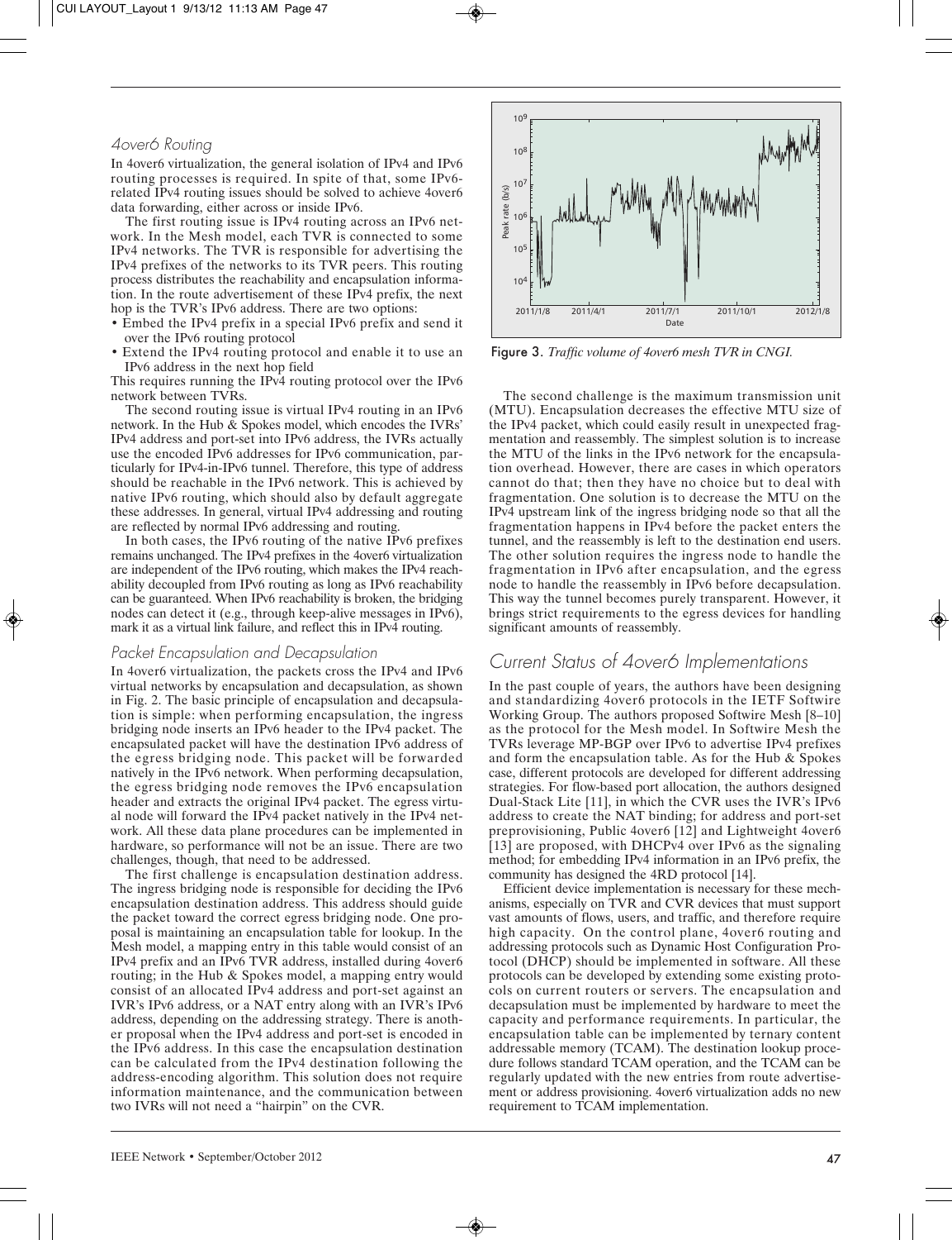### 4over6 Routing

In 4over6 virtualization, the general isolation of IPv4 and IPv6 routing processes is required. In spite of that, some IPv6-related IPv4 routing issues should be solved to achieve 4over6 data forwarding, either across or inside IPv6.

The first routing issue is IPv4 routing across an IPv6 network. In the Mesh model, each TVR is connected to some IPv4 networks. The TVR is responsible for advertising the IPv4 prefixes of the networks to its TVR peers. This routing process distributes the reachability and encapsulation information. In the route advertisement of these IPv4 prefix, the next hop is the TVR's IPv6 address. There are two options:

- Embed the IPv4 prefix in a special IPv6 prefix and send it over the IPv6 routing protocol
- Extend the IPv4 routing protocol and enable it to use an IPv6 address in the next hop field

This requires running the IPv4 routing protocol over the IPv6 network between TVRs.

The second routing issue is virtual IPv4 routing in an IPv6 network. In the Hub & Spokes model, which encodes the IVRs' IPv4 address and port-set into IPv6 address, the IVRs actually use the encoded IPv6 addresses for IPv6 communication, particularly for IPv4-in-IPv6 tunnel. Therefore, this type of address should be reachable in the IPv6 network. This is achieved by native IPv6 routing, which should also by default aggregate these addresses. In general, virtual IPv4 addressing and routing are reflected by normal IPv6 addressing and routing.

In both cases, the IPv6 routing of the native IPv6 prefixes remains unchanged. The IPv4 prefixes in the 4over6 virtualization are independent of the IPv6 routing, which makes the IPv4 reachability decoupled from IPv6 routing as long as IPv6 reachability can be guaranteed. When IPv6 reachability is broken, the bridging nodes can detect it (e.g., through keep-alive messages in IPv6), mark it as a virtual link failure, and reflect this in IPv4 routing.

### Packet Encapsulation and Decapsulation

In 4over6 virtualization, the packets cross the IPv4 and IPv6 virtual networks by encapsulation and decapsulation, as shown in Fig. 2. The basic principle of encapsulation and decapsulation is simple: when performing encapsulation, the ingress bridging node inserts an IPv6 header to the IPv4 packet. The encapsulated packet will have the destination IPv6 address of the egress bridging node. This packet will be forwarded natively in the IPv6 network. When performing decapsulation, the egress bridging node removes the IPv6 encapsulation header and extracts the original IPv4 packet. The egress virtual node will forward the IPv4 packet natively in the IPv4 network. All these data plane procedures can be implemented in hardware, so performance will not be an issue. There are two challenges, though, that need to be addressed.

The first challenge is encapsulation destination address. The ingress bridging node is responsible for deciding the IPv6 encapsulation destination address. This address should guide the packet toward the correct egress bridging node. One proposal is maintaining an encapsulation table for lookup. In the Mesh model, a mapping entry in this table would consist of an IPv4 prefix and an IPv6 TVR address, installed during 4over6 routing; in the Hub & Spokes model, a mapping entry would consist of an allocated IPv4 address and port-set against an IVR's IPv6 address, or a NAT entry along with an IVR's IPv6 address, depending on the addressing strategy. There is another proposal when the IPv4 address and port-set is encoded in the IPv6 address. In this case the encapsulation destination can be calculated from the IPv4 destination following the address-encoding algorithm. This solution does not require information maintenance, and the communication between two IVRs will not need a "hairpin" on the CVR.

Peak rate (b/s)
$10^9$
$10^8$
$10^7$
$10^6$
$10^5$
$10^4$
2011/1/8 2011/4/1 2011/7/1 2011/10/1 2012/1/8
Date

Figure 3. *Traffic volume of 4over6 mesh TVR in CNGI.*

The second challenge is the maximum transmission unit (MTU). Encapsulation decreases the effective MTU size of the IPv4 packet, which could easily result in unexpected fragmentation and reassembly. The simplest solution is to increase the MTU of the links in the IPv6 network for the encapsulation overhead. However, there are cases in which operators cannot do that; then they have no choice but to deal with fragmentation. One solution is to decrease the MTU on the IPv4 upstream link of the ingress bridging node so that all the fragmentation happens in IPv4 before the packet enters the tunnel, and the reassembly is left to the destination end users. The other solution requires the ingress node to handle the fragmentation in IPv6 after encapsulation, and the egress node to handle the reassembly in IPv6 before decapsulation. This way the tunnel becomes purely transparent. However, it brings strict requirements to the egress devices for handling significant amounts of reassembly.

## Current Status of 4over6 Implementations

In the past couple of years, the authors have been designing and standardizing 4over6 protocols in the IETF Softwire Working Group. The authors proposed Softwire Mesh [8–10] as the protocol for the Mesh model. In Softwire Mesh the TVRs leverage MP-BGP over IPv6 to advertise IPv4 prefixes and form the encapsulation table. As for the Hub & Spokes case, different protocols are developed for different addressing strategies. For flow-based port allocation, the authors designed Dual-Stack Lite [11], in which the CVR uses the IVR's IPv6 address to create the NAT binding; for address and port-set preprovisioning, Public 4over6 [12] and Lightweight 4over6 [13] are proposed, with DHCPv4 over IPv6 as the signaling method; for embedding IPv4 information in an IPv6 prefix, the community has designed the 4RD protocol [14].

Efficient device implementation is necessary for these mechanisms, especially on TVR and CVR devices that must support vast amounts of flows, users, and traffic, and therefore require high capacity. On the control plane, 4over6 routing and addressing protocols such as Dynamic Host Configuration Protocol (DHCP) should be implemented in software. All these protocols can be developed by extending some existing protocols on current routers or servers. The encapsulation and decapsulation must be implemented by hardware to meet the capacity and performance requirements. In particular, the encapsulation table can be implemented by ternary content addressable memory (TCAM). The destination lookup procedure follows standard TCAM operation, and the TCAM can be regularly updated with the new entries from route advertisement or address provisioning. 4over6 virtualization adds no new requirement to TCAM implementation.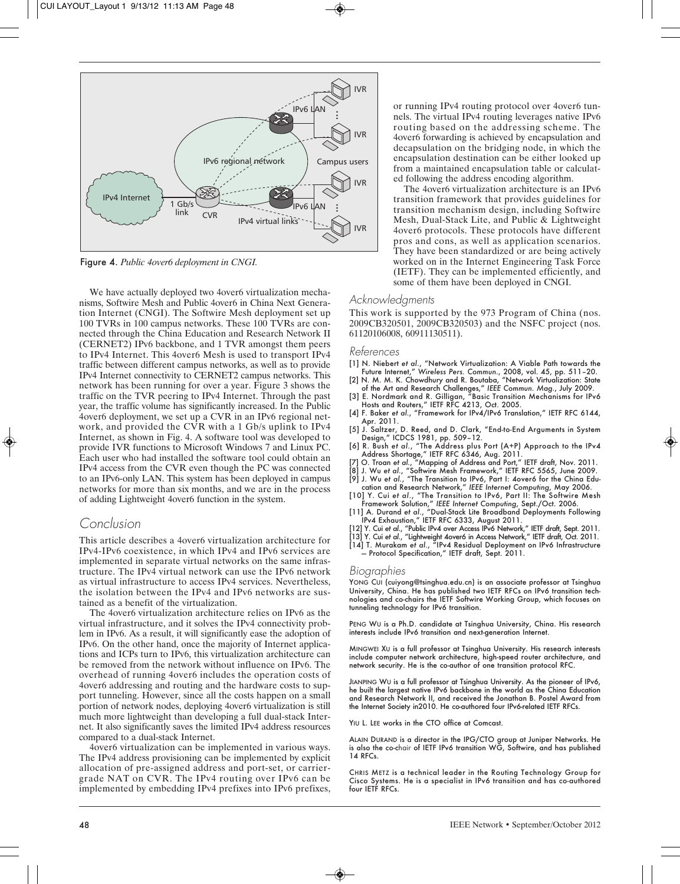IPv4 Internet

1 Gb/s link

CVR

IPv6 regional network

IPv6 LAN

IPv6 LAN

IPv4 virtual links

Campus users

IVR

IVR

IVR

IVR

Figure 4. *Public 4over6 deployment in CNGI.*

We have actually deployed two 4over6 virtualization mechanisms, Softwire Mesh and Public 4over6 in China Next Generation Internet (CNGI). The Softwire Mesh deployment set up 100 TVRs in 100 campus networks. These 100 TVRs are connected through the China Education and Research Network II (CERNET2) IPv6 backbone, and 1 TVR amongst them peers to IPv4 Internet. This 4over6 Mesh is used to transport IPv4 traffic between different campus networks, as well as to provide IPv4 Internet connectivity to CERNET2 campus networks. This network has been running for over a year. Figure 3 shows the traffic on the TVR peering to IPv4 Internet. Through the past year, the traffic volume has significantly increased. In the Public 4over6 deployment, we set up a CVR in an IPv6 regional network, and provided the CVR with a 1 Gb/s uplink to IPv4 Internet, as shown in Fig. 4. A software tool was developed to provide IVR functions to Microsoft Windows 7 and Linux PC. Each user who had installed the software tool could obtain an IPv4 access from the CVR even though the PC was connected to an IPv6-only LAN. This system has been deployed in campus networks for more than six months, and we are in the process of adding Lightweight 4over6 function in the system.

## Conclusion

This article describes a 4over6 virtualization architecture for IPv4-IPv6 coexistence, in which IPv4 and IPv6 services are implemented in separate virtual networks on the same infrastructure. The IPv4 virtual network can use the IPv6 network as virtual infrastructure to access IPv4 services. Nevertheless, the isolation between the IPv4 and IPv6 networks are sustained as a benefit of the virtualization.

The 4over6 virtualization architecture relies on IPv6 as the virtual infrastructure, and it solves the IPv4 connectivity problem in IPv6. As a result, it will significantly ease the adoption of IPv6. On the other hand, once the majority of Internet applications and ICPs turn to IPv6, this virtualization architecture can be removed from the network without influence on IPv6. The overhead of running 4over6 includes the operation costs of 4over6 addressing and routing and the hardware costs to support tunneling. However, since all the costs happen on a small portion of network nodes, deploying 4over6 virtualization is still much more lightweight than developing a full dual-stack Internet. It also significantly saves the limited IPv4 address resources compared to a dual-stack Internet.

4over6 virtualization can be implemented in various ways. The IPv4 address provisioning can be implemented by explicit allocation of pre-assigned address and port-set, or carrier-grade NAT on CVR. The IPv4 routing over IPv6 can be implemented by embedding IPv4 prefixes into IPv6 prefixes, or running IPv4 routing protocol over 4over6 tunnels. The virtual IPv4 routing leverages native IPv6 routing based on the addressing scheme. The 4over6 forwarding is achieved by encapsulation and decapsulation on the bridging node, in which the encapsulation destination can be either looked up from a maintained encapsulation table or calculated following the address encoding algorithm.

The 4over6 virtualization architecture is an IPv6 transition framework that provides guidelines for transition mechanism design, including Softwire Mesh, Dual-Stack Lite, and Public & Lightweight 4over6 protocols. These protocols have different pros and cons, as well as application scenarios. They have been standardized or are being actively worked on in the Internet Engineering Task Force (IETF). They can be implemented efficiently, and some of them have been deployed in CNGI.

### Acknowledgments

This work is supported by the 973 Program of China (nos. 2009CB320501, 2009CB320503) and the NSFC project (nos. 61120106008, 60911130511).

### References

[1] N. Niebert *et al.*, "Network Virtualization: A Viable Path towards the Future Internet," *Wireless Pers. Commun.*, 2008, vol. 45, pp. 511–20.
[2] N. M. M. K. Chowdhury and R. Boutaba, "Network Virtualization: State of the Art and Research Challenges," *IEEE Commun. Mag.*, July 2009.
[3] E. Nordmark and R. Gilligan, "Basic Transition Mechanisms for IPv6 Hosts and Routers," IETF RFC 4213, Oct. 2005.
[4] F. Baker *et al.*, "Framework for IPv4/IPv6 Translation," IETF RFC 6144, Apr. 2011.
[5] J. Saltzer, D. Reed, and D. Clark, "End-to-End Arguments in System Design," ICDCS 1981, pp. 509–12.
[6] R. Bush *et al.*, "The Address plus Port (A+P) Approach to the IPv4 Address Shortage," IETF RFC 6346, Aug. 2011.
[7] O. Troan *et al.*, "Mapping of Address and Port," IETF draft, Nov. 2011.
[8] J. Wu *et al.*, "Softwire Mesh Framework," IETF RFC 5565, June 2009.
[9] J. Wu *et al.*, "The Transition to IPv6, Part I: 4over6 for the China Education and Research Network," *IEEE Internet Computing*, May 2006.
[10] Y. Cui *et al.*, "The Transition to IPv6, Part II: The Softwire Mesh Framework Solution," *IEEE Internet Computing*, Sept./Oct. 2006.
[11] A. Durand *et al.*, "Dual-Stack Lite Broadband Deployments Following IPv4 Exhaustion," IETF RFC 6333, August 2011.
[12] Y. Cui *et al.*, "Public IPv4 over Access IPv6 Network," IETF draft, Sept. 2011.
[13] Y. Cui *et al.*, "Lightweight 4over6 in Access Network," IETF draft, Oct. 2011.
[14] T. Murakam *et al.*, "IPv4 Residual Deployment on IPv6 Infrastructure — Protocol Specification," IETF draft, Sept. 2011.

### Biographies

YONG CUI (cuiyong@tsinghua.edu.cn) is an associate professor at Tsinghua University, China. He has published two IETF RFCs on IPv6 transition technologies and co-chairs the IETF Softwire Working Group, which focuses on tunneling technology for IPv6 transition.

PENG WU is a Ph.D. candidate at Tsinghua University, China. His research interests include IPv6 transition and next-generation Internet.

MINGWEI XU is a full professor at Tsinghua University. His research interests include computer network architecture, high-speed router architecture, and network security. He is the co-author of one transition protocol RFC.

JIANPING WU is a full professor at Tsinghua University. As the pioneer of IPv6, he built the largest native IPv6 backbone in the world as the China Education and Research Network II, and received the Jonathan B. Postel Award from the Internet Society in2010. He co-authored four IPv6-related IETF RFCs.

YIU L. LEE works in the CTO office at Comcast.

ALAIN DURAND is a director in the IPG/CTO group at Juniper Networks. He is also the co-chair of IETF IPv6 transition WG, Softwire, and has published 14 RFCs.

CHRIS METZ is a technical leader in the Routing Technology Group for Cisco Systems. He is a specialist in IPv6 transition and has co-authored four IETF RFCs.